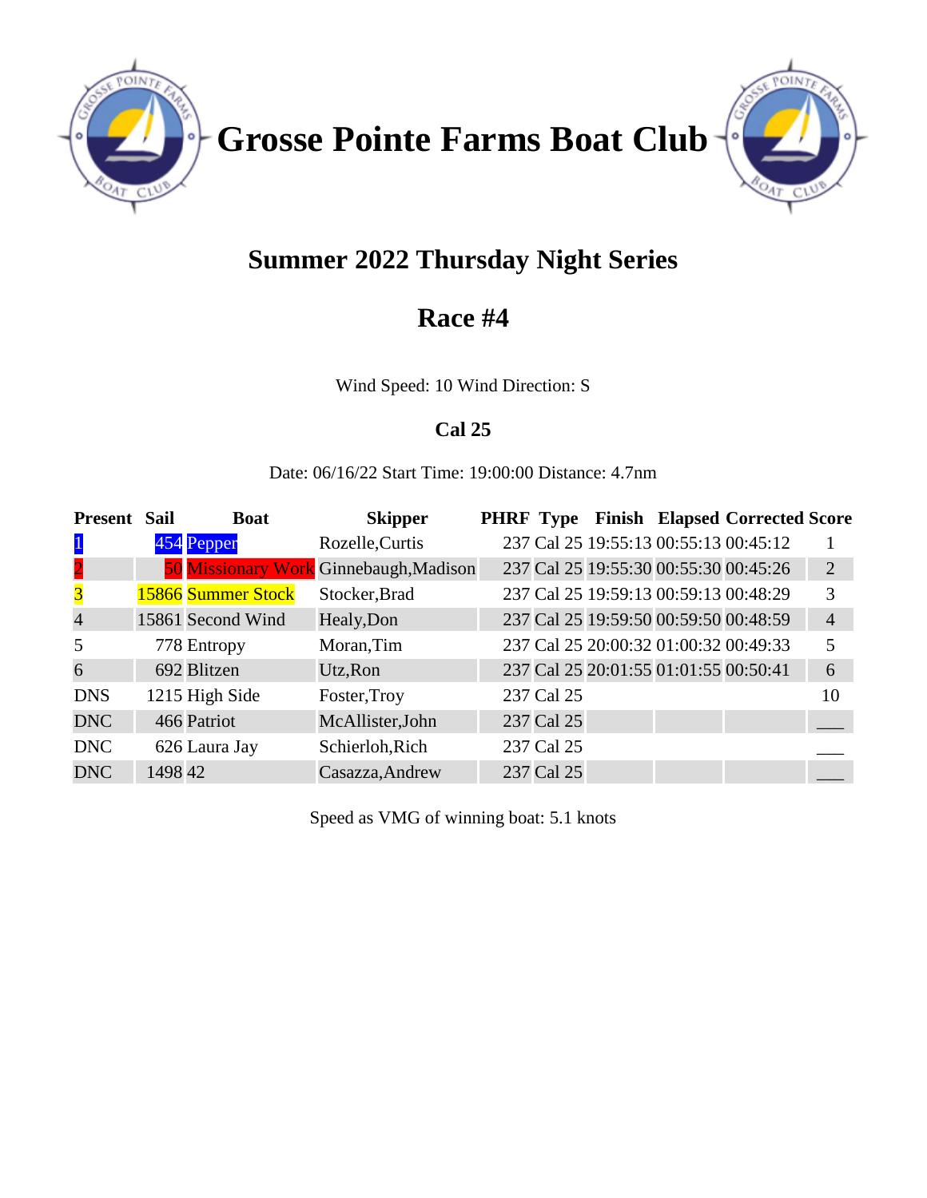# Grosse Pointe Farms Boat Club

## Summer 2022 Thursday Night Series

## Race #4

Wind Speed: 10 Wind Direction: S

### Cal 25

Date: 06/16/22 Start Time: 19:00:00 Distance: 4.7nm

| Present | Sail | Boat | Skipper | PHRF | Type | Finish | Elapsed | Corrected | Score |
|---|---|---|---|---|---|---|---|---|---|
| 1 | 454 | Pepper | Rozelle,Curtis | 237 | Cal 25 | 19:55:13 | 00:55:13 | 00:45:12 | 1 |
| 2 | 50 | Missionary Work | Ginnebaugh,Madison | 237 | Cal 25 | 19:55:30 | 00:55:30 | 00:45:26 | 2 |
| 3 | 15866 | Summer Stock | Stocker,Brad | 237 | Cal 25 | 19:59:13 | 00:59:13 | 00:48:29 | 3 |
| 4 | 15861 | Second Wind | Healy,Don | 237 | Cal 25 | 19:59:50 | 00:59:50 | 00:48:59 | 4 |
| 5 | 778 | Entropy | Moran,Tim | 237 | Cal 25 | 20:00:32 | 01:00:32 | 00:49:33 | 5 |
| 6 | 692 | Blitzen | Utz,Ron | 237 | Cal 25 | 20:01:55 | 01:01:55 | 00:50:41 | 6 |
| DNS | 1215 | High Side | Foster,Troy | 237 | Cal 25 | | | | 10 |
| DNC | 466 | Patriot | McAllister,John | 237 | Cal 25 | | | | ___ |
| DNC | 626 | Laura Jay | Schierloh,Rich | 237 | Cal 25 | | | | ___ |
| DNC | 1498 | 42 | Casazza,Andrew | 237 | Cal 25 | | | | ___ |

Speed as VMG of winning boat: 5.1 knots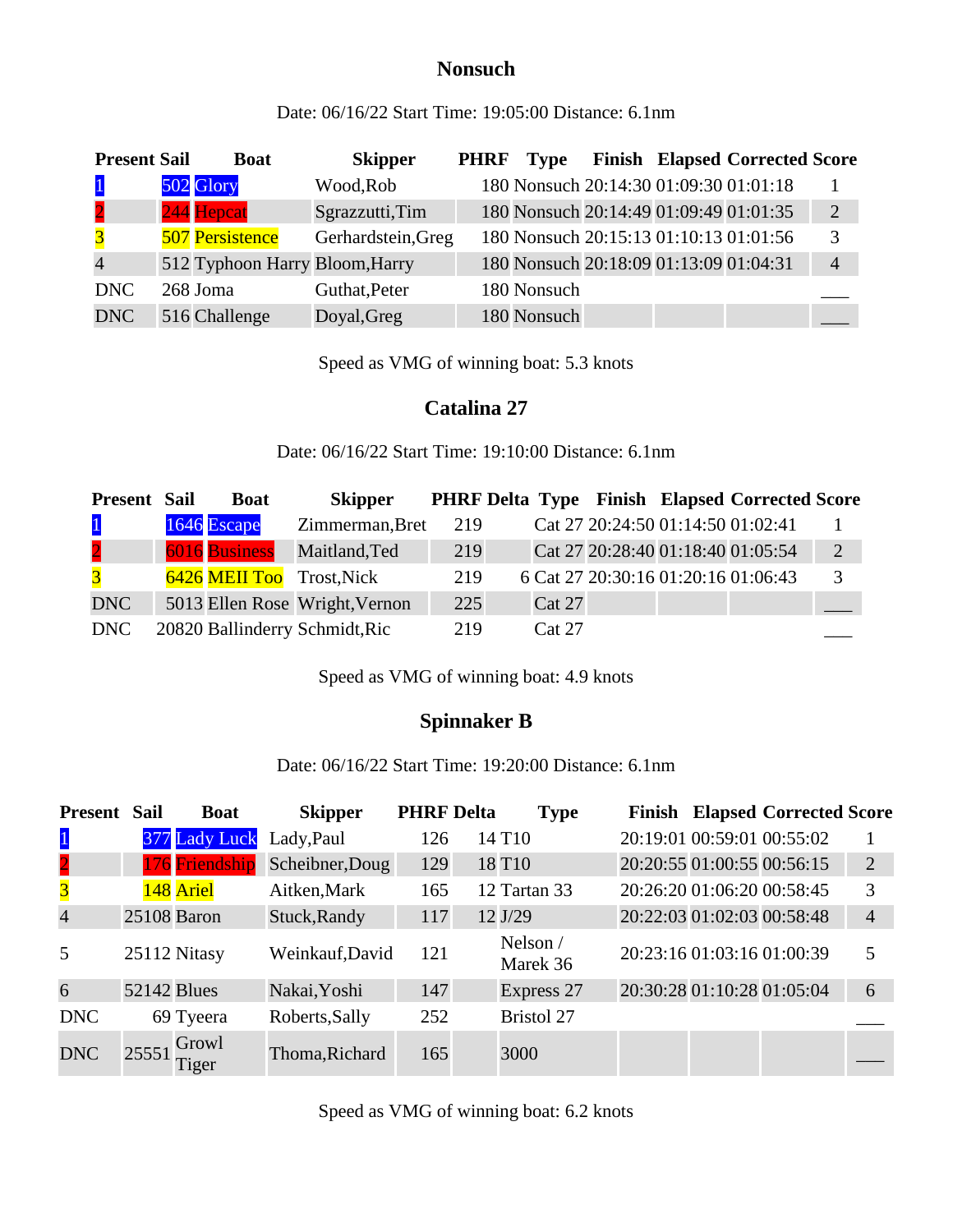## Nonsuch

Date: 06/16/22 Start Time: 19:05:00 Distance: 6.1nm

| Present | Sail | Boat | Skipper | PHRF | Type | Finish | Elapsed | Corrected | Score |
|---|---|---|---|---|---|---|---|---|---|
| 1 | 502 | Glory | Wood,Rob | 180 | Nonsuch | 20:14:30 | 01:09:30 | 01:01:18 | 1 |
| 2 | 244 | Hepcat | Sgrazzutti,Tim | 180 | Nonsuch | 20:14:49 | 01:09:49 | 01:01:35 | 2 |
| 3 | 507 | Persistence | Gerhardstein,Greg | 180 | Nonsuch | 20:15:13 | 01:10:13 | 01:01:56 | 3 |
| 4 | 512 | Typhoon Harry | Bloom,Harry | 180 | Nonsuch | 20:18:09 | 01:13:09 | 01:04:31 | 4 |
| DNC | 268 | Joma | Guthat,Peter | 180 | Nonsuch | | | | ___ |
| DNC | 516 | Challenge | Doyal,Greg | 180 | Nonsuch | | | | ___ |

Speed as VMG of winning boat: 5.3 knots

## Catalina 27

Date: 06/16/22 Start Time: 19:10:00 Distance: 6.1nm

| Present | Sail | Boat | Skipper | PHRF | Delta | Type | Finish | Elapsed | Corrected | Score |
|---|---|---|---|---|---|---|---|---|---|---|
| 1 | 1646 | Escape | Zimmerman,Bret | 219 | | Cat 27 | 20:24:50 | 01:14:50 | 01:02:41 | 1 |
| 2 | 6016 | Business | Maitland,Ted | 219 | | Cat 27 | 20:28:40 | 01:18:40 | 01:05:54 | 2 |
| 3 | 6426 | MEII Too | Trost,Nick | 219 | 6 | Cat 27 | 20:30:16 | 01:20:16 | 01:06:43 | 3 |
| DNC | 5013 | Ellen Rose | Wright,Vernon | 225 | | Cat 27 | | | | ___ |
| DNC | 20820 | Ballinderry | Schmidt,Ric | 219 | | Cat 27 | | | | ___ |

Speed as VMG of winning boat: 4.9 knots

## Spinnaker B

Date: 06/16/22 Start Time: 19:20:00 Distance: 6.1nm

| Present | Sail | Boat | Skipper | PHRF | Delta | Type | Finish | Elapsed | Corrected | Score |
|---|---|---|---|---|---|---|---|---|---|---|
| 1 | 377 | Lady Luck | Lady,Paul | 126 | 14 | T10 | 20:19:01 | 00:59:01 | 00:55:02 | 1 |
| 2 | 176 | Friendship | Scheibner,Doug | 129 | 18 | T10 | 20:20:55 | 01:00:55 | 00:56:15 | 2 |
| 3 | 148 | Ariel | Aitken,Mark | 165 | 12 | Tartan 33 | 20:26:20 | 01:06:20 | 00:58:45 | 3 |
| 4 | 25108 | Baron | Stuck,Randy | 117 | 12 | J/29 | 20:22:03 | 01:02:03 | 00:58:48 | 4 |
| 5 | 25112 | Nitasy | Weinkauf,David | 121 | | Nelson / Marek 36 | 20:23:16 | 01:03:16 | 01:00:39 | 5 |
| 6 | 52142 | Blues | Nakai,Yoshi | 147 | | Express 27 | 20:30:28 | 01:10:28 | 01:05:04 | 6 |
| DNC | 69 | Tyeera | Roberts,Sally | 252 | | Bristol 27 | | | | ___ |
| DNC | 25551 | Growl Tiger | Thoma,Richard | 165 | | 3000 | | | | ___ |

Speed as VMG of winning boat: 6.2 knots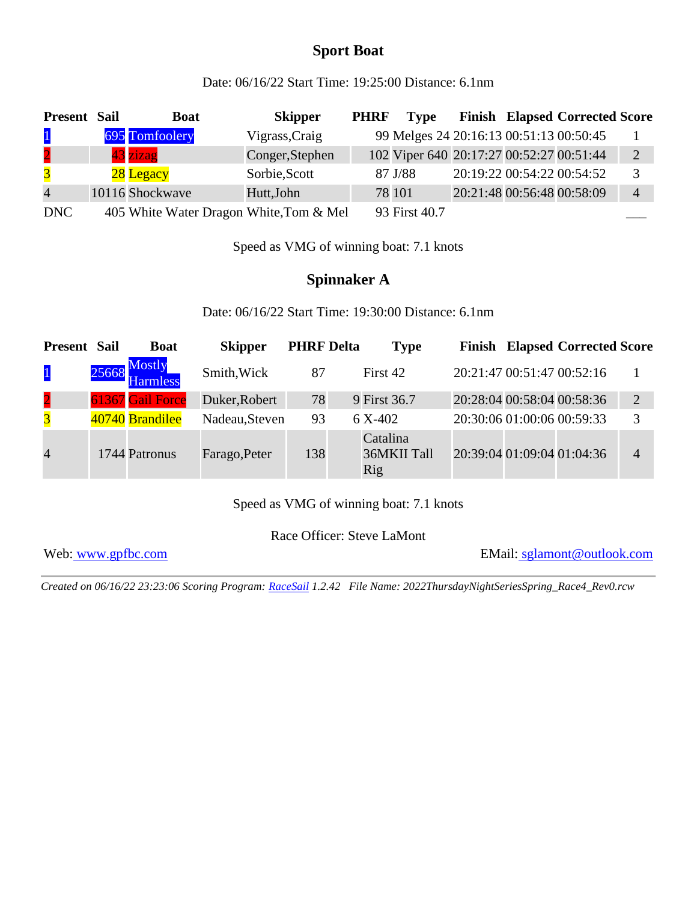## Sport Boat

Date: 06/16/22 Start Time: 19:25:00 Distance: 6.1nm

| Present | Sail | Boat | Skipper | PHRF | Type | Finish | Elapsed | Corrected | Score |
|---|---|---|---|---|---|---|---|---|---|
| 1 | 695 | Tomfoolery | Vigrass,Craig | 99 | Melges 24 | 20:16:13 | 00:51:13 | 00:50:45 | 1 |
| 2 | 43 | zizag | Conger,Stephen | 102 | Viper 640 | 20:17:27 | 00:52:27 | 00:51:44 | 2 |
| 3 | 28 | Legacy | Sorbie,Scott | 87 | J/88 | 20:19:22 | 00:54:22 | 00:54:52 | 3 |
| 4 | 10116 | Shockwave | Hutt,John | 78 | 101 | 20:21:48 | 00:56:48 | 00:58:09 | 4 |
| DNC | 405 | White Water Dragon | White,Tom & Mel | 93 | First 40.7 | | | | ___ |

Speed as VMG of winning boat: 7.1 knots

## Spinnaker A

Date: 06/16/22 Start Time: 19:30:00 Distance: 6.1nm

| Present | Sail | Boat | Skipper | PHRF | Delta | Type | Finish | Elapsed | Corrected | Score |
|---|---|---|---|---|---|---|---|---|---|---|
| 1 | 25668 | Mostly Harmless | Smith,Wick | 87 | | First 42 | 20:21:47 | 00:51:47 | 00:52:16 | 1 |
| 2 | 61367 | Gail Force | Duker,Robert | 78 | 9 | First 36.7 | 20:28:04 | 00:58:04 | 00:58:36 | 2 |
| 3 | 40740 | Brandilee | Nadeau,Steven | 93 | 6 | X-402 | 20:30:06 | 01:00:06 | 00:59:33 | 3 |
| 4 | 1744 | Patronus | Farago,Peter | 138 | | Catalina 36MKII Tall Rig | 20:39:04 | 01:09:04 | 01:04:36 | 4 |

Speed as VMG of winning boat: 7.1 knots

Race Officer: Steve LaMont

Web: www.gpfbc.com

EMail: sglamont@outlook.com

*Created on 06/16/22 23:23:06 Scoring Program: RaceSail 1.2.42 File Name: 2022ThursdayNightSeriesSpring_Race4_Rev0.rcw*